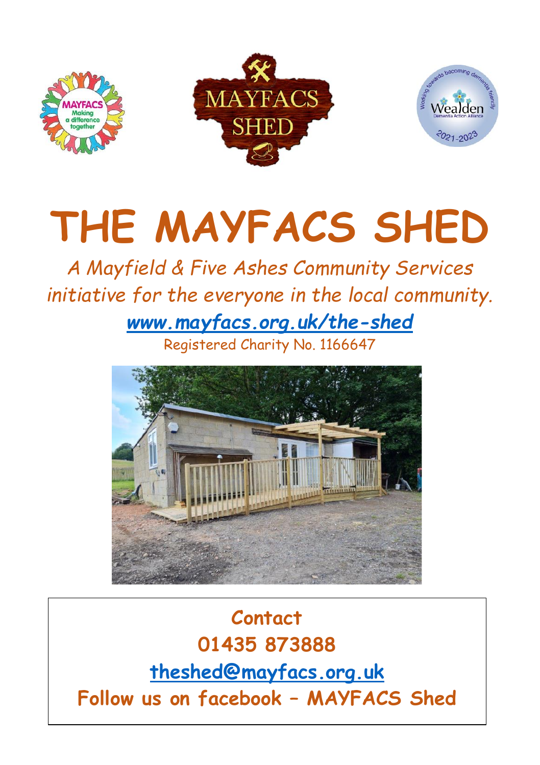# THE MAYFACS SHED

*A Mayfield & Five Ashes Community Services initiative for the everyone in the local community.*

***www.mayfacs.org.uk/the-shed***

Registered Charity No. 1166647

**Contact**

**01435 873888**

**theshed@mayfacs.org.uk**

**Follow us on facebook – MAYFACS Shed**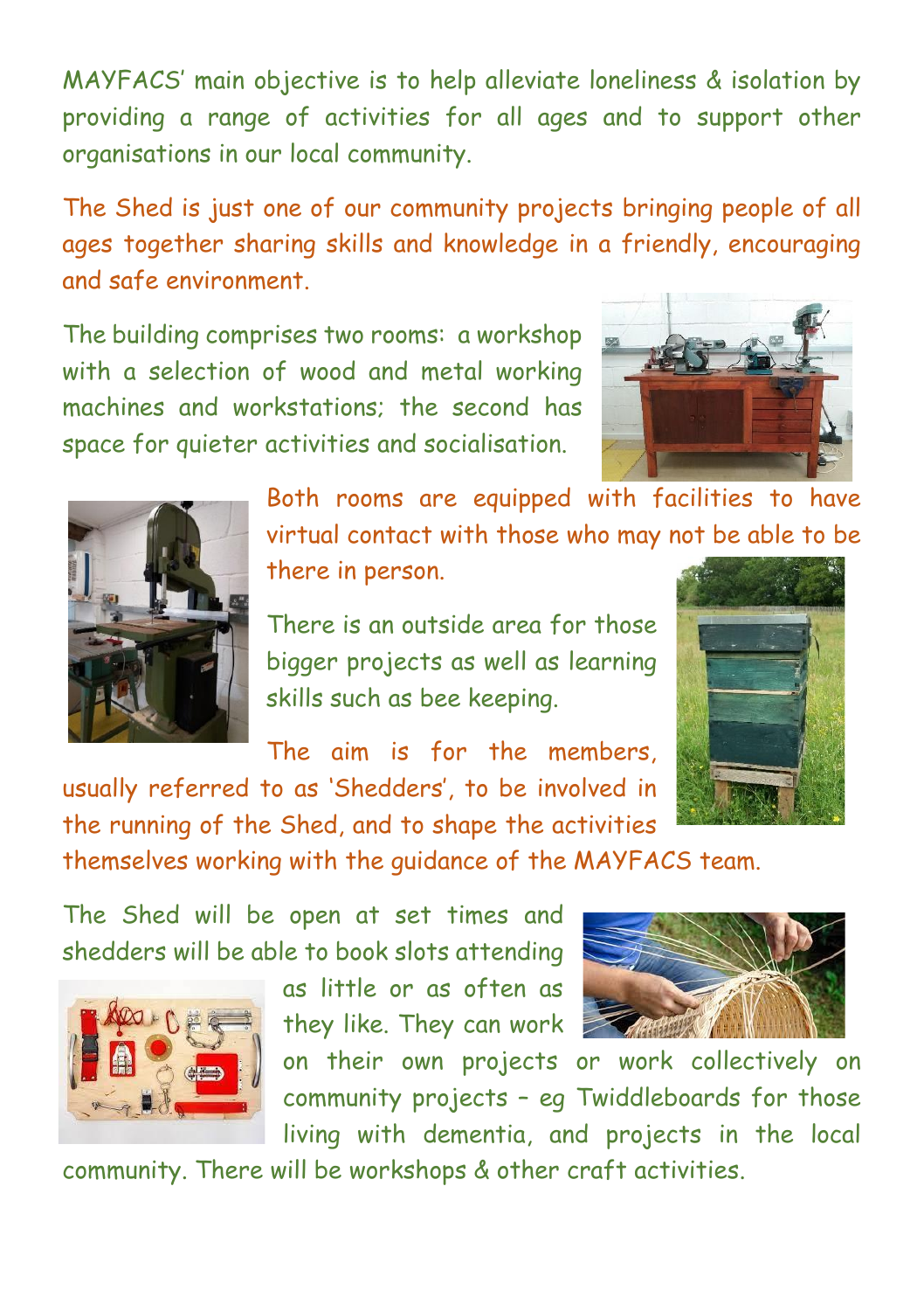MAYFACS' main objective is to help alleviate loneliness & isolation by providing a range of activities for all ages and to support other organisations in our local community.

The Shed is just one of our community projects bringing people of all ages together sharing skills and knowledge in a friendly, encouraging and safe environment.

The building comprises two rooms: a workshop with a selection of wood and metal working machines and workstations; the second has space for quieter activities and socialisation.

Both rooms are equipped with facilities to have virtual contact with those who may not be able to be there in person.

There is an outside area for those bigger projects as well as learning skills such as bee keeping.

The aim is for the members, usually referred to as 'Shedders', to be involved in the running of the Shed, and to shape the activities themselves working with the guidance of the MAYFACS team.

The Shed will be open at set times and shedders will be able to book slots attending as little or as often as they like. They can work on their own projects or work collectively on community projects – eg Twiddleboards for those living with dementia, and projects in the local community. There will be workshops & other craft activities.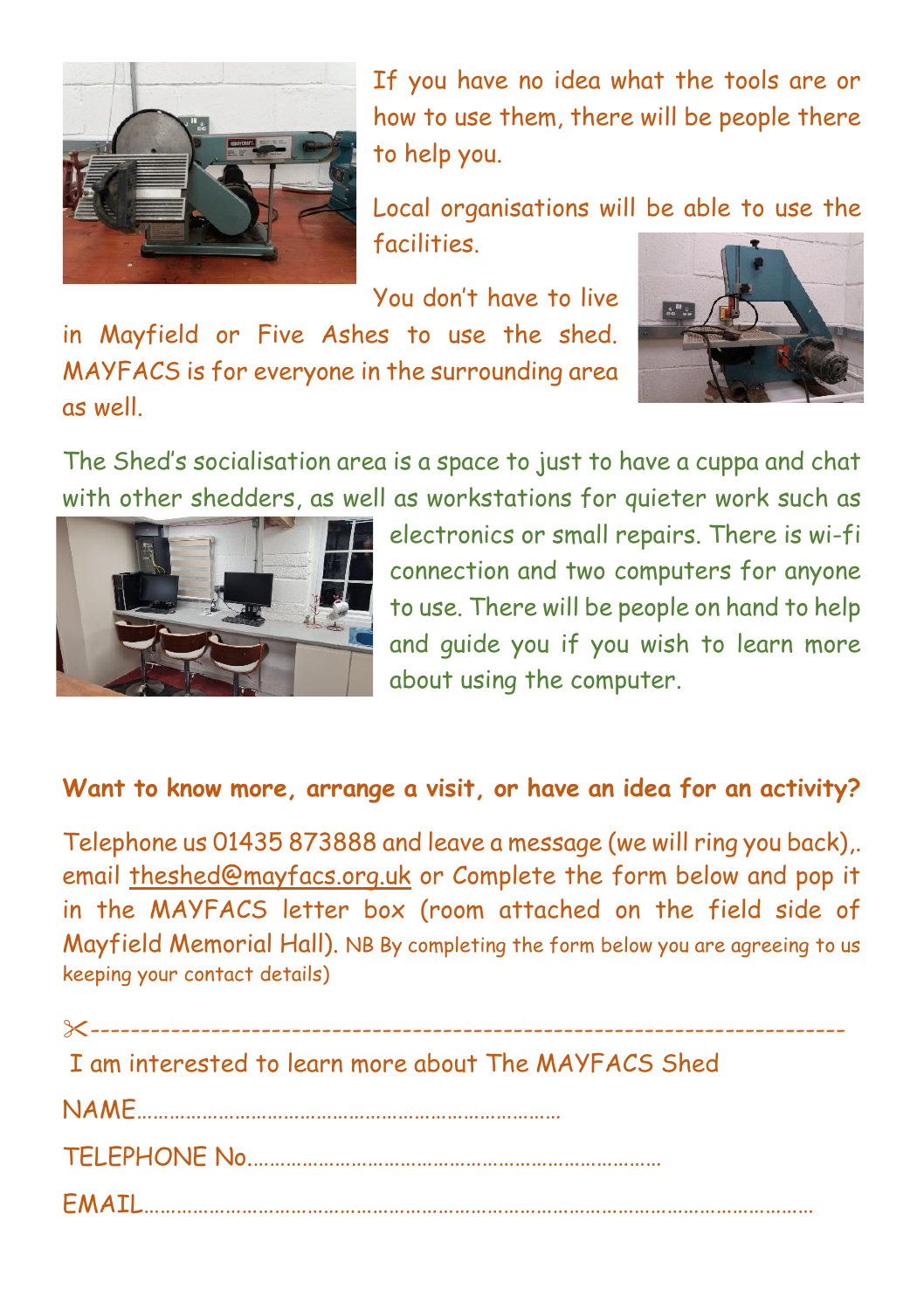If you have no idea what the tools are or how to use them, there will be people there to help you.

Local organisations will be able to use the facilities.

You don't have to live in Mayfield or Five Ashes to use the shed. MAYFACS is for everyone in the surrounding area as well.

The Shed's socialisation area is a space to just to have a cuppa and chat with other shedders, as well as workstations for quieter work such as electronics or small repairs. There is wi-fi connection and two computers for anyone to use. There will be people on hand to help and guide you if you wish to learn more about using the computer.

**Want to know more, arrange a visit, or have an idea for an activity?**

Telephone us 01435 873888 and leave a message (we will ring you back),. email theshed@mayfacs.org.uk or Complete the form below and pop it in the MAYFACS letter box (room attached on the field side of Mayfield Memorial Hall). NB By completing the form below you are agreeing to us keeping your contact details)

✂-----------------------------------------------------------------------

I am interested to learn more about The MAYFACS Shed

NAME……………………………………………………………………

TELEPHONE No.……………………………………………………………………

EMAIL…………………………………………………………………………………………………………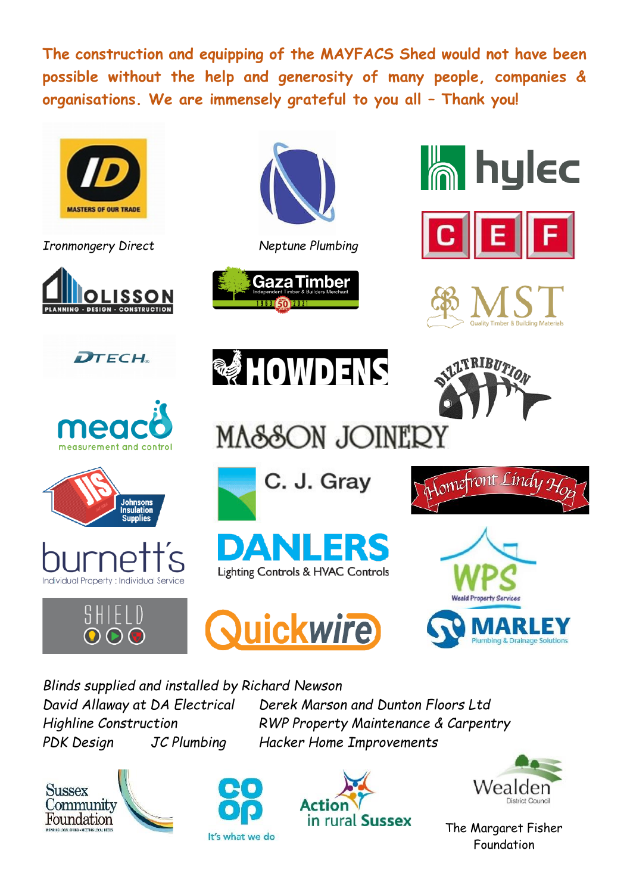**The construction and equipping of the MAYFACS Shed would not have been possible without the help and generosity of many people, companies & organisations. We are immensely grateful to you all – Thank you!**

*Ironmongery Direct*

*Neptune Plumbing*

*Blinds supplied and installed by Richard Newson*

*David Allaway at DA Electrical*

*Derek Marson and Dunton Floors Ltd*

*Highline Construction*

*RWP Property Maintenance & Carpentry*

*PDK Design*

*JC Plumbing*

*Hacker Home Improvements*

The Margaret Fisher Foundation